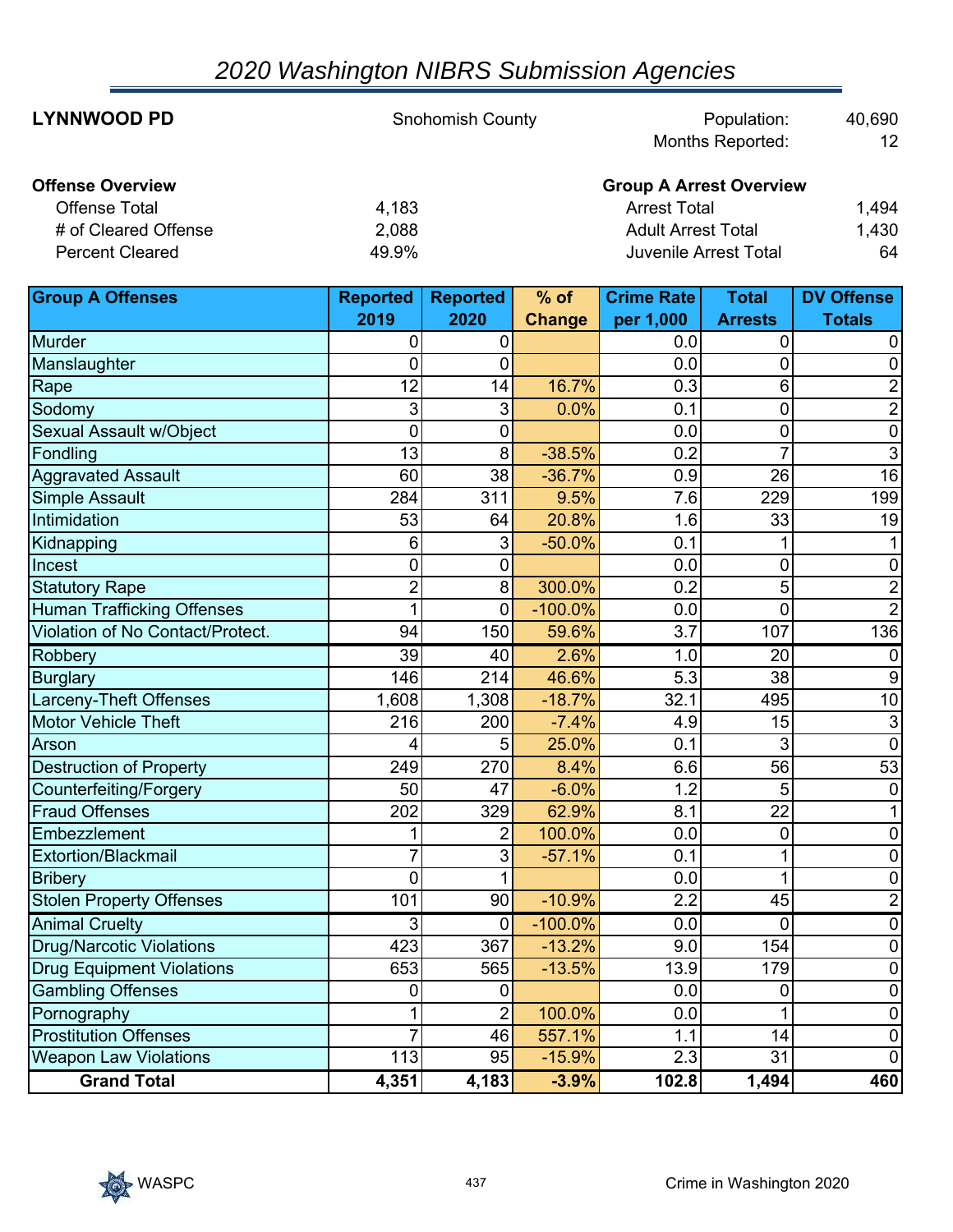# 2020 Washington NIBRS Submission Agencies

**LYNNWOOD PD** | Snohomish County | Population: 40,690 | Months Reported: 12

**Offense Overview**

| | |
|---|---|
| Offense Total | 4,183 |
| # of Cleared Offense | 2,088 |
| Percent Cleared | 49.9% |

**Group A Arrest Overview**

| | |
|---|---|
| Arrest Total | 1,494 |
| Adult Arrest Total | 1,430 |
| Juvenile Arrest Total | 64 |

| Group A Offenses | Reported 2019 | Reported 2020 | % of Change | Crime Rate per 1,000 | Total Arrests | DV Offense Totals |
|---|---|---|---|---|---|---|
| Murder | 0 | 0 | | 0.0 | 0 | 0 |
| Manslaughter | 0 | 0 | | 0.0 | 0 | 0 |
| Rape | 12 | 14 | 16.7% | 0.3 | 6 | 2 |
| Sodomy | 3 | 3 | 0.0% | 0.1 | 0 | 2 |
| Sexual Assault w/Object | 0 | 0 | | 0.0 | 0 | 0 |
| Fondling | 13 | 8 | -38.5% | 0.2 | 7 | 3 |
| Aggravated Assault | 60 | 38 | -36.7% | 0.9 | 26 | 16 |
| Simple Assault | 284 | 311 | 9.5% | 7.6 | 229 | 199 |
| Intimidation | 53 | 64 | 20.8% | 1.6 | 33 | 19 |
| Kidnapping | 6 | 3 | -50.0% | 0.1 | 1 | 1 |
| Incest | 0 | 0 | | 0.0 | 0 | 0 |
| Statutory Rape | 2 | 8 | 300.0% | 0.2 | 5 | 2 |
| Human Trafficking Offenses | 1 | 0 | -100.0% | 0.0 | 0 | 2 |
| Violation of No Contact/Protect. | 94 | 150 | 59.6% | 3.7 | 107 | 136 |
| Robbery | 39 | 40 | 2.6% | 1.0 | 20 | 0 |
| Burglary | 146 | 214 | 46.6% | 5.3 | 38 | 9 |
| Larceny-Theft Offenses | 1,608 | 1,308 | -18.7% | 32.1 | 495 | 10 |
| Motor Vehicle Theft | 216 | 200 | -7.4% | 4.9 | 15 | 3 |
| Arson | 4 | 5 | 25.0% | 0.1 | 3 | 0 |
| Destruction of Property | 249 | 270 | 8.4% | 6.6 | 56 | 53 |
| Counterfeiting/Forgery | 50 | 47 | -6.0% | 1.2 | 5 | 0 |
| Fraud Offenses | 202 | 329 | 62.9% | 8.1 | 22 | 1 |
| Embezzlement | 1 | 2 | 100.0% | 0.0 | 0 | 0 |
| Extortion/Blackmail | 7 | 3 | -57.1% | 0.1 | 1 | 0 |
| Bribery | 0 | 1 | | 0.0 | 1 | 0 |
| Stolen Property Offenses | 101 | 90 | -10.9% | 2.2 | 45 | 2 |
| Animal Cruelty | 3 | 0 | -100.0% | 0.0 | 0 | 0 |
| Drug/Narcotic Violations | 423 | 367 | -13.2% | 9.0 | 154 | 0 |
| Drug Equipment Violations | 653 | 565 | -13.5% | 13.9 | 179 | 0 |
| Gambling Offenses | 0 | 0 | | 0.0 | 0 | 0 |
| Pornography | 1 | 2 | 100.0% | 0.0 | 1 | 0 |
| Prostitution Offenses | 7 | 46 | 557.1% | 1.1 | 14 | 0 |
| Weapon Law Violations | 113 | 95 | -15.9% | 2.3 | 31 | 0 |
| **Grand Total** | **4,351** | **4,183** | **-3.9%** | **102.8** | **1,494** | **460** |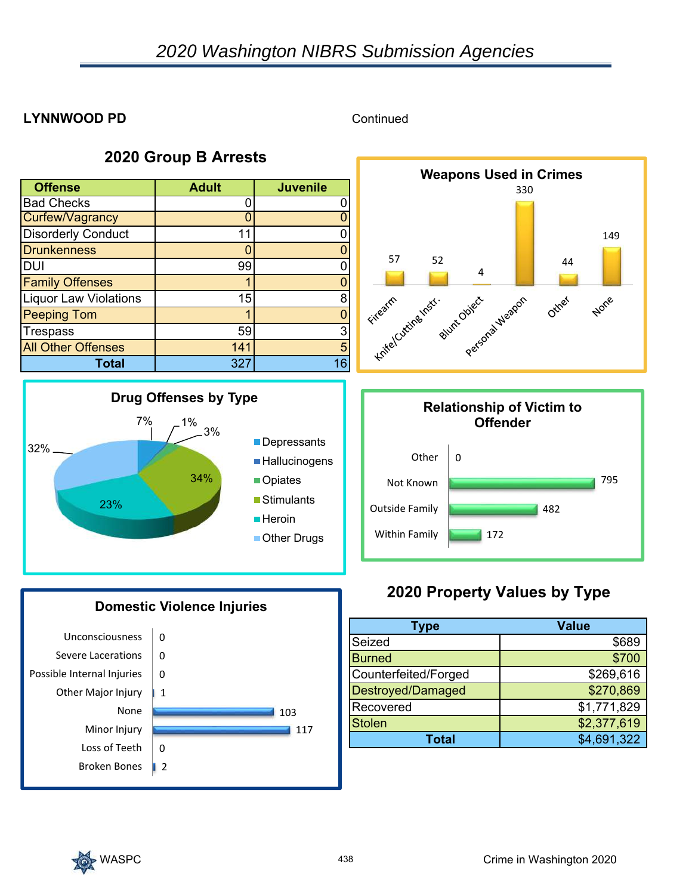# 2020 Washington NIBRS Submission Agencies

**LYNNWOOD PD**

Continued

## 2020 Group B Arrests

| Offense | Adult | Juvenile |
|---|---|---|
| Bad Checks | 0 | 0 |
| Curfew/Vagrancy | 0 | 0 |
| Disorderly Conduct | 11 | 0 |
| Drunkenness | 0 | 0 |
| DUI | 99 | 0 |
| Family Offenses | 1 | 0 |
| Liquor Law Violations | 15 | 8 |
| Peeping Tom | 1 | 0 |
| Trespass | 59 | 3 |
| All Other Offenses | 141 | 5 |
| **Total** | 327 | 16 |

**Weapons Used in Crimes**

Firearm 57
Knife/Cutting Instr. 52
Blunt Object 4
Personal Weapon 330
Other 44
None 149

**Drug Offenses by Type**

7%
1%
3%
32%
34%
23%

Depressants
Hallucinogens
Opiates
Stimulants
Heroin
Other Drugs

**Relationship of Victim to Offender**

Other 0
Not Known 795
Outside Family 482
Within Family 172

**Domestic Violence Injuries**

Unconsciousness 0
Severe Lacerations 0
Possible Internal Injuries 0
Other Major Injury 1
None 103
Minor Injury 117
Loss of Teeth 0
Broken Bones 2

## 2020 Property Values by Type

| Type | Value |
|---|---|
| Seized | $689 |
| Burned | $700 |
| Counterfeited/Forged | $269,616 |
| Destroyed/Damaged | $270,869 |
| Recovered | $1,771,829 |
| Stolen | $2,377,619 |
| **Total** | $4,691,322 |